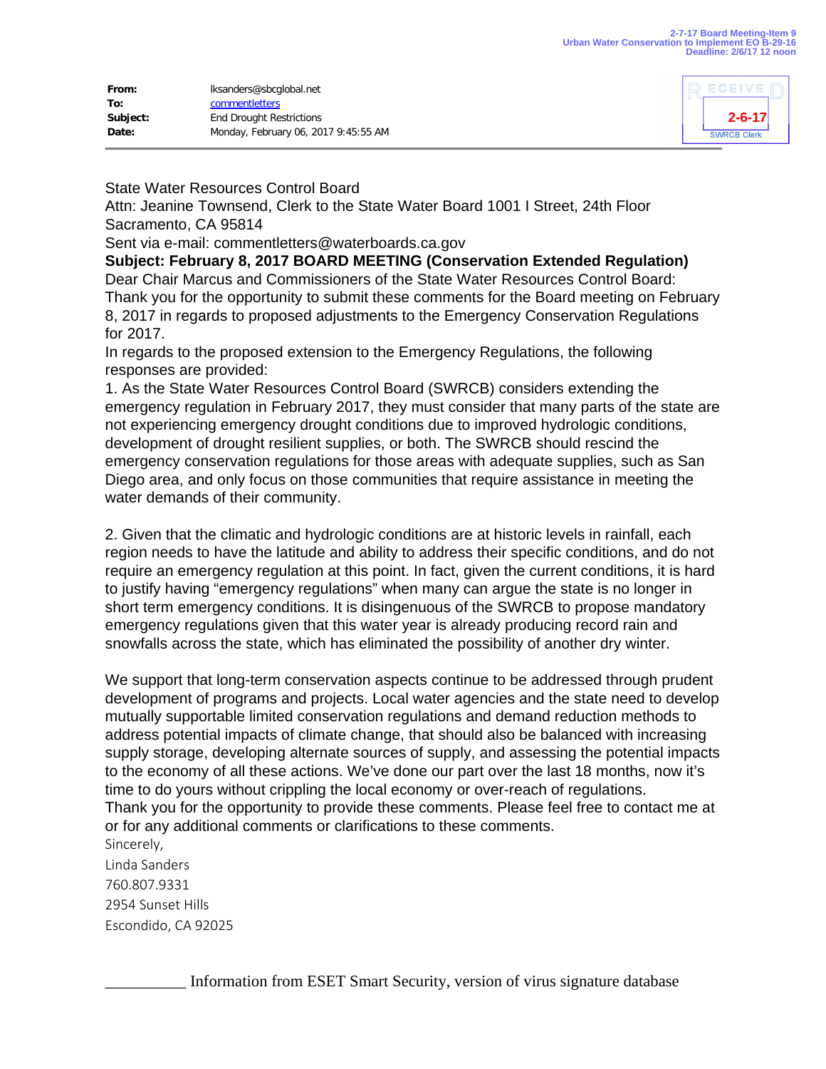2-7-17 Board Meeting-Item 9
Urban Water Conservation to Implement EO B-29-16
Deadline: 2/6/17 12 noon

**From:** lksanders@sbcglobal.net
**To:** commentletters
**Subject:** End Drought Restrictions
**Date:** Monday, February 06, 2017 9:45:55 AM

RECEIVED
2-6-17
SWRCB Clerk

State Water Resources Control Board
Attn: Jeanine Townsend, Clerk to the State Water Board 1001 I Street, 24th Floor
Sacramento, CA 95814
Sent via e-mail: commentletters@waterboards.ca.gov

**Subject: February 8, 2017 BOARD MEETING (Conservation Extended Regulation)**

Dear Chair Marcus and Commissioners of the State Water Resources Control Board:
Thank you for the opportunity to submit these comments for the Board meeting on February 8, 2017 in regards to proposed adjustments to the Emergency Conservation Regulations for 2017.
In regards to the proposed extension to the Emergency Regulations, the following responses are provided:

1. As the State Water Resources Control Board (SWRCB) considers extending the emergency regulation in February 2017, they must consider that many parts of the state are not experiencing emergency drought conditions due to improved hydrologic conditions, development of drought resilient supplies, or both. The SWRCB should rescind the emergency conservation regulations for those areas with adequate supplies, such as San Diego area, and only focus on those communities that require assistance in meeting the water demands of their community.

2. Given that the climatic and hydrologic conditions are at historic levels in rainfall, each region needs to have the latitude and ability to address their specific conditions, and do not require an emergency regulation at this point. In fact, given the current conditions, it is hard to justify having "emergency regulations" when many can argue the state is no longer in short term emergency conditions. It is disingenuous of the SWRCB to propose mandatory emergency regulations given that this water year is already producing record rain and snowfalls across the state, which has eliminated the possibility of another dry winter.

We support that long-term conservation aspects continue to be addressed through prudent development of programs and projects. Local water agencies and the state need to develop mutually supportable limited conservation regulations and demand reduction methods to address potential impacts of climate change, that should also be balanced with increasing supply storage, developing alternate sources of supply, and assessing the potential impacts to the economy of all these actions. We've done our part over the last 18 months, now it's time to do yours without crippling the local economy or over-reach of regulations.
Thank you for the opportunity to provide these comments. Please feel free to contact me at or for any additional comments or clarifications to these comments.

Sincerely,
Linda Sanders
760.807.9331
2954 Sunset Hills
Escondido, CA 92025

__________ Information from ESET Smart Security, version of virus signature database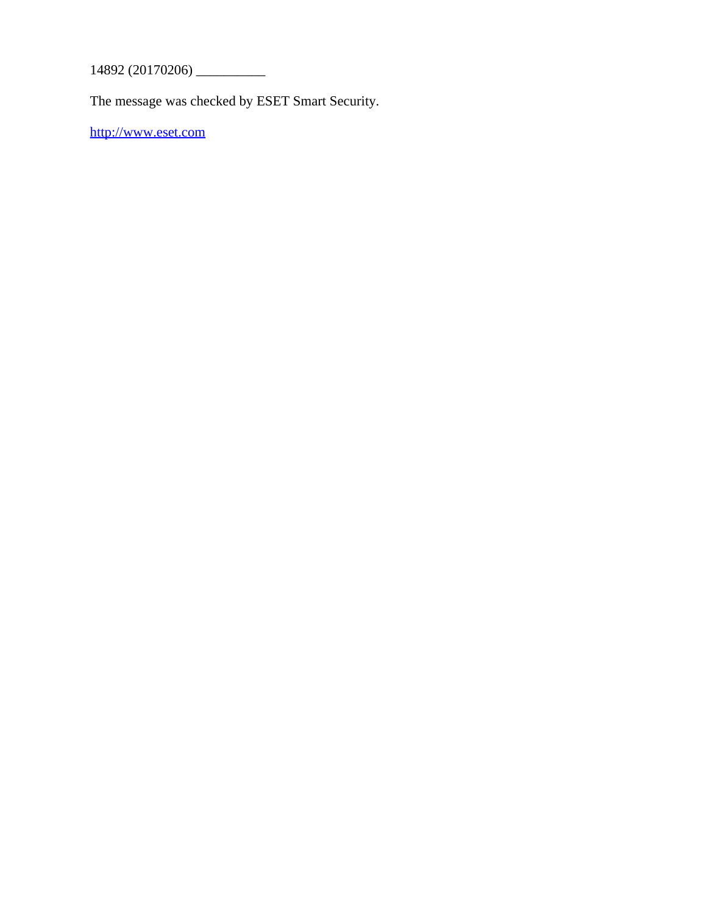14892 (20170206) __________

The message was checked by ESET Smart Security.

http://www.eset.com